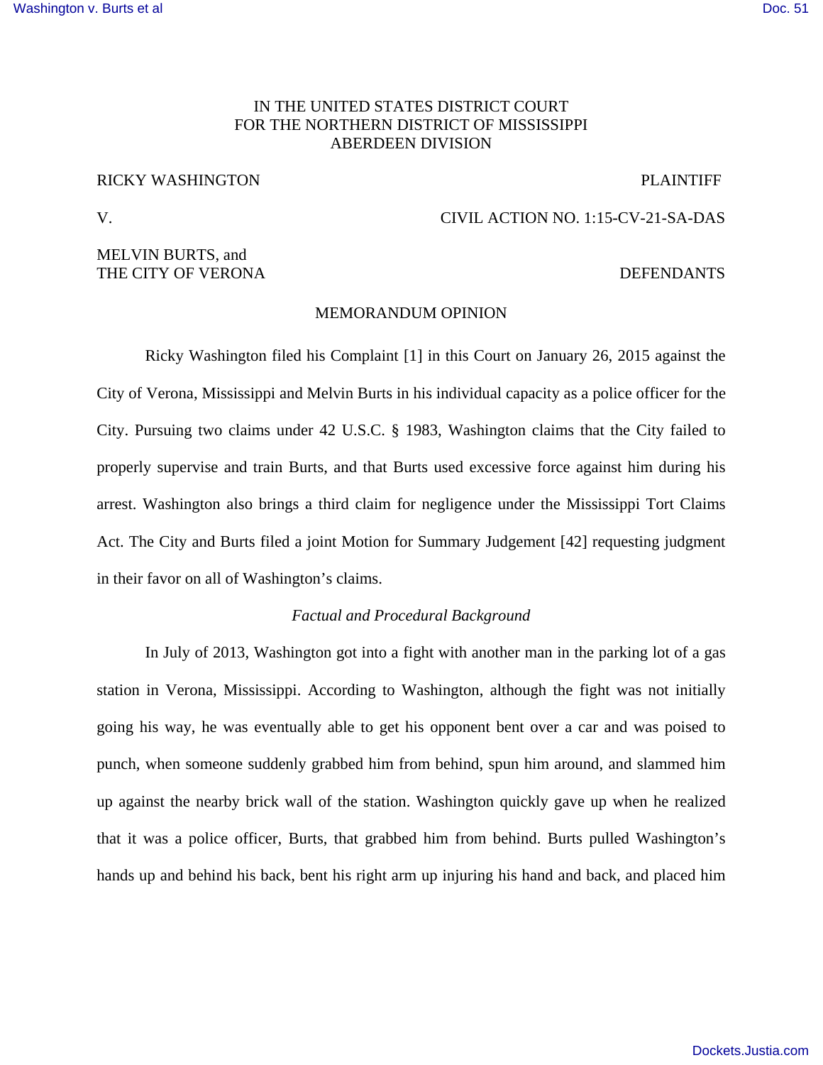IN THE UNITED STATES DISTRICT COURT
FOR THE NORTHERN DISTRICT OF MISSISSIPPI
ABERDEEN DIVISION

RICKY WASHINGTON PLAINTIFF

V. CIVIL ACTION NO. 1:15-CV-21-SA-DAS

MELVIN BURTS, and
THE CITY OF VERONA DEFENDANTS

MEMORANDUM OPINION

Ricky Washington filed his Complaint [1] in this Court on January 26, 2015 against the City of Verona, Mississippi and Melvin Burts in his individual capacity as a police officer for the City. Pursuing two claims under 42 U.S.C. § 1983, Washington claims that the City failed to properly supervise and train Burts, and that Burts used excessive force against him during his arrest. Washington also brings a third claim for negligence under the Mississippi Tort Claims Act. The City and Burts filed a joint Motion for Summary Judgement [42] requesting judgment in their favor on all of Washington's claims.

*Factual and Procedural Background*

In July of 2013, Washington got into a fight with another man in the parking lot of a gas station in Verona, Mississippi. According to Washington, although the fight was not initially going his way, he was eventually able to get his opponent bent over a car and was poised to punch, when someone suddenly grabbed him from behind, spun him around, and slammed him up against the nearby brick wall of the station. Washington quickly gave up when he realized that it was a police officer, Burts, that grabbed him from behind. Burts pulled Washington's hands up and behind his back, bent his right arm up injuring his hand and back, and placed him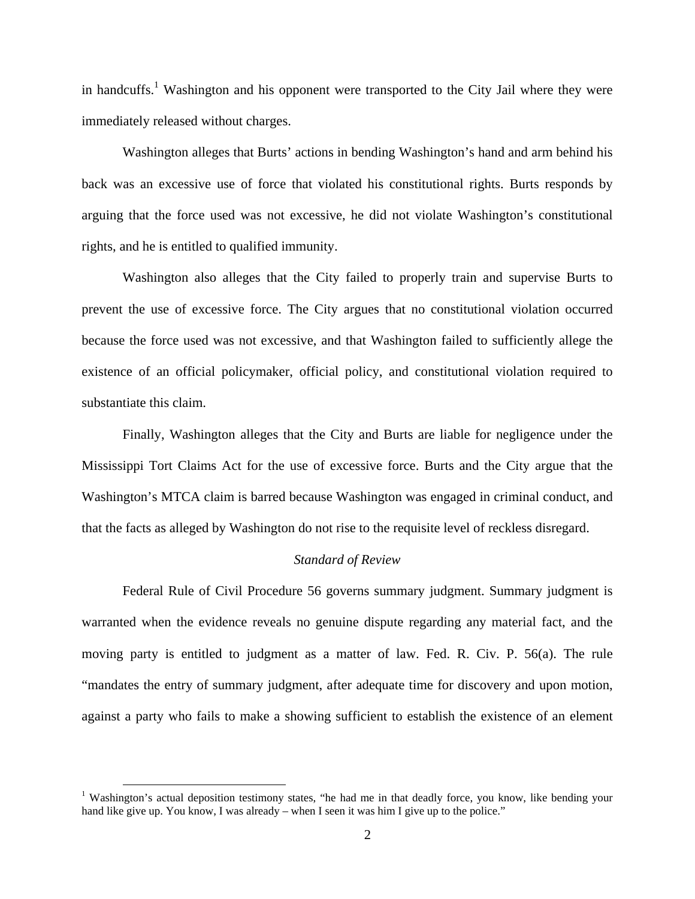in handcuffs.[1] Washington and his opponent were transported to the City Jail where they were immediately released without charges.

Washington alleges that Burts' actions in bending Washington's hand and arm behind his back was an excessive use of force that violated his constitutional rights. Burts responds by arguing that the force used was not excessive, he did not violate Washington's constitutional rights, and he is entitled to qualified immunity.

Washington also alleges that the City failed to properly train and supervise Burts to prevent the use of excessive force. The City argues that no constitutional violation occurred because the force used was not excessive, and that Washington failed to sufficiently allege the existence of an official policymaker, official policy, and constitutional violation required to substantiate this claim.

Finally, Washington alleges that the City and Burts are liable for negligence under the Mississippi Tort Claims Act for the use of excessive force. Burts and the City argue that the Washington's MTCA claim is barred because Washington was engaged in criminal conduct, and that the facts as alleged by Washington do not rise to the requisite level of reckless disregard.

*Standard of Review*

Federal Rule of Civil Procedure 56 governs summary judgment. Summary judgment is warranted when the evidence reveals no genuine dispute regarding any material fact, and the moving party is entitled to judgment as a matter of law. Fed. R. Civ. P. 56(a). The rule "mandates the entry of summary judgment, after adequate time for discovery and upon motion, against a party who fails to make a showing sufficient to establish the existence of an element

[1] Washington's actual deposition testimony states, "he had me in that deadly force, you know, like bending your hand like give up. You know, I was already – when I seen it was him I give up to the police."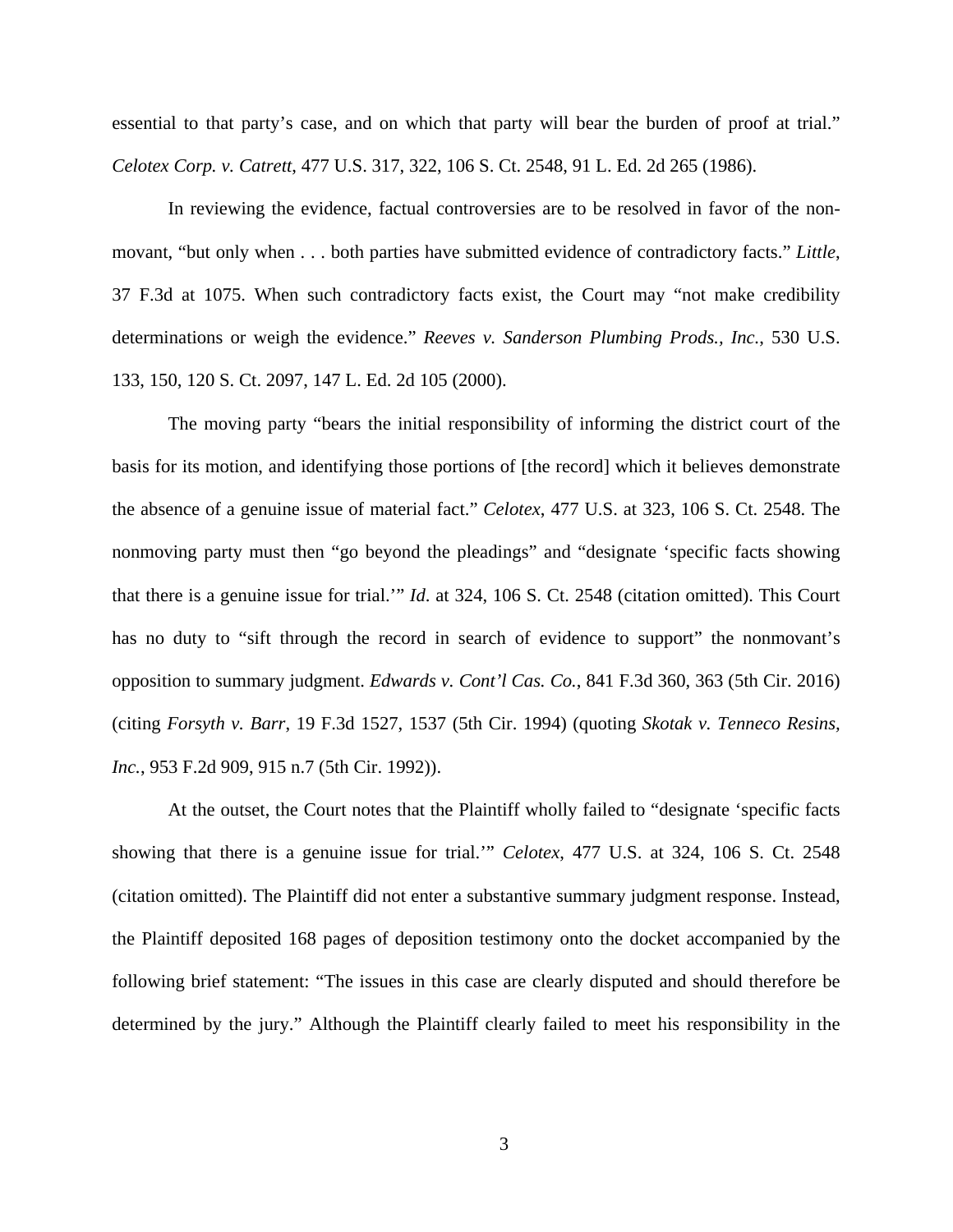essential to that party's case, and on which that party will bear the burden of proof at trial." *Celotex Corp. v. Catrett*, 477 U.S. 317, 322, 106 S. Ct. 2548, 91 L. Ed. 2d 265 (1986).

In reviewing the evidence, factual controversies are to be resolved in favor of the non-movant, "but only when . . . both parties have submitted evidence of contradictory facts." *Little*, 37 F.3d at 1075. When such contradictory facts exist, the Court may "not make credibility determinations or weigh the evidence." *Reeves v. Sanderson Plumbing Prods., Inc.*, 530 U.S. 133, 150, 120 S. Ct. 2097, 147 L. Ed. 2d 105 (2000).

The moving party "bears the initial responsibility of informing the district court of the basis for its motion, and identifying those portions of [the record] which it believes demonstrate the absence of a genuine issue of material fact." *Celotex*, 477 U.S. at 323, 106 S. Ct. 2548. The nonmoving party must then "go beyond the pleadings" and "designate 'specific facts showing that there is a genuine issue for trial.'" *Id*. at 324, 106 S. Ct. 2548 (citation omitted). This Court has no duty to "sift through the record in search of evidence to support" the nonmovant's opposition to summary judgment. *Edwards v. Cont'l Cas. Co.*, 841 F.3d 360, 363 (5th Cir. 2016) (citing *Forsyth v. Barr*, 19 F.3d 1527, 1537 (5th Cir. 1994) (quoting *Skotak v. Tenneco Resins, Inc.*, 953 F.2d 909, 915 n.7 (5th Cir. 1992)).

At the outset, the Court notes that the Plaintiff wholly failed to "designate 'specific facts showing that there is a genuine issue for trial.'" *Celotex*, 477 U.S. at 324, 106 S. Ct. 2548 (citation omitted). The Plaintiff did not enter a substantive summary judgment response. Instead, the Plaintiff deposited 168 pages of deposition testimony onto the docket accompanied by the following brief statement: "The issues in this case are clearly disputed and should therefore be determined by the jury." Although the Plaintiff clearly failed to meet his responsibility in the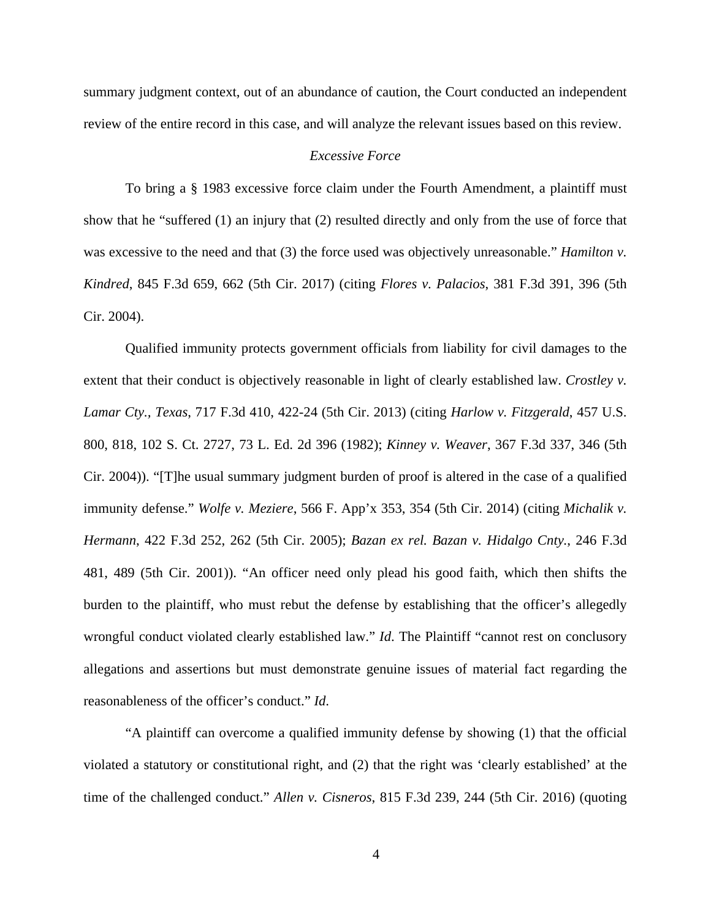summary judgment context, out of an abundance of caution, the Court conducted an independent review of the entire record in this case, and will analyze the relevant issues based on this review.

*Excessive Force*

To bring a § 1983 excessive force claim under the Fourth Amendment, a plaintiff must show that he "suffered (1) an injury that (2) resulted directly and only from the use of force that was excessive to the need and that (3) the force used was objectively unreasonable." *Hamilton v. Kindred*, 845 F.3d 659, 662 (5th Cir. 2017) (citing *Flores v. Palacios*, 381 F.3d 391, 396 (5th Cir. 2004).

Qualified immunity protects government officials from liability for civil damages to the extent that their conduct is objectively reasonable in light of clearly established law. *Crostley v. Lamar Cty., Texas*, 717 F.3d 410, 422-24 (5th Cir. 2013) (citing *Harlow v. Fitzgerald*, 457 U.S. 800, 818, 102 S. Ct. 2727, 73 L. Ed. 2d 396 (1982); *Kinney v. Weaver*, 367 F.3d 337, 346 (5th Cir. 2004)). "[T]he usual summary judgment burden of proof is altered in the case of a qualified immunity defense." *Wolfe v. Meziere*, 566 F. App'x 353, 354 (5th Cir. 2014) (citing *Michalik v. Hermann*, 422 F.3d 252, 262 (5th Cir. 2005); *Bazan ex rel. Bazan v. Hidalgo Cnty.*, 246 F.3d 481, 489 (5th Cir. 2001)). "An officer need only plead his good faith, which then shifts the burden to the plaintiff, who must rebut the defense by establishing that the officer's allegedly wrongful conduct violated clearly established law." *Id.* The Plaintiff "cannot rest on conclusory allegations and assertions but must demonstrate genuine issues of material fact regarding the reasonableness of the officer's conduct." *Id.*

"A plaintiff can overcome a qualified immunity defense by showing (1) that the official violated a statutory or constitutional right, and (2) that the right was 'clearly established' at the time of the challenged conduct." *Allen v. Cisneros*, 815 F.3d 239, 244 (5th Cir. 2016) (quoting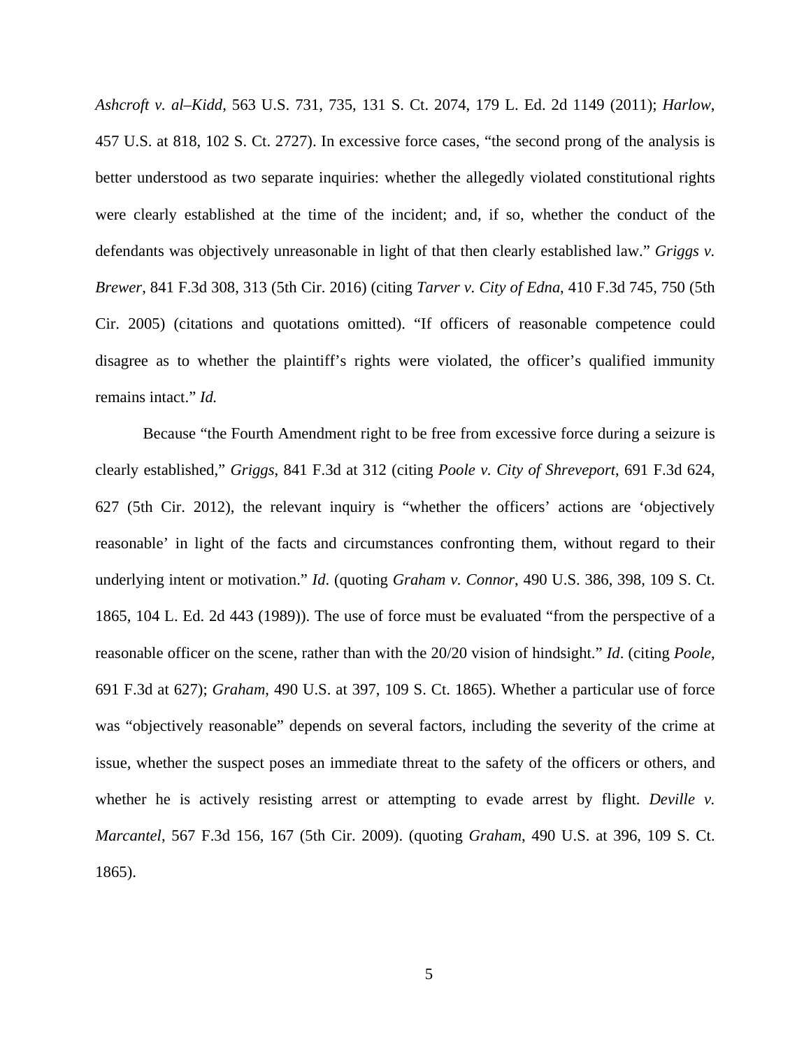*Ashcroft v. al–Kidd*, 563 U.S. 731, 735, 131 S. Ct. 2074, 179 L. Ed. 2d 1149 (2011); *Harlow*, 457 U.S. at 818, 102 S. Ct. 2727). In excessive force cases, "the second prong of the analysis is better understood as two separate inquiries: whether the allegedly violated constitutional rights were clearly established at the time of the incident; and, if so, whether the conduct of the defendants was objectively unreasonable in light of that then clearly established law." *Griggs v. Brewer*, 841 F.3d 308, 313 (5th Cir. 2016) (citing *Tarver v. City of Edna*, 410 F.3d 745, 750 (5th Cir. 2005) (citations and quotations omitted). "If officers of reasonable competence could disagree as to whether the plaintiff's rights were violated, the officer's qualified immunity remains intact." *Id.*

Because "the Fourth Amendment right to be free from excessive force during a seizure is clearly established," *Griggs*, 841 F.3d at 312 (citing *Poole v. City of Shreveport*, 691 F.3d 624, 627 (5th Cir. 2012), the relevant inquiry is "whether the officers' actions are 'objectively reasonable' in light of the facts and circumstances confronting them, without regard to their underlying intent or motivation." *Id*. (quoting *Graham v. Connor*, 490 U.S. 386, 398, 109 S. Ct. 1865, 104 L. Ed. 2d 443 (1989)). The use of force must be evaluated "from the perspective of a reasonable officer on the scene, rather than with the 20/20 vision of hindsight." *Id*. (citing *Poole*, 691 F.3d at 627); *Graham*, 490 U.S. at 397, 109 S. Ct. 1865). Whether a particular use of force was "objectively reasonable" depends on several factors, including the severity of the crime at issue, whether the suspect poses an immediate threat to the safety of the officers or others, and whether he is actively resisting arrest or attempting to evade arrest by flight. *Deville v. Marcantel*, 567 F.3d 156, 167 (5th Cir. 2009). (quoting *Graham*, 490 U.S. at 396, 109 S. Ct. 1865).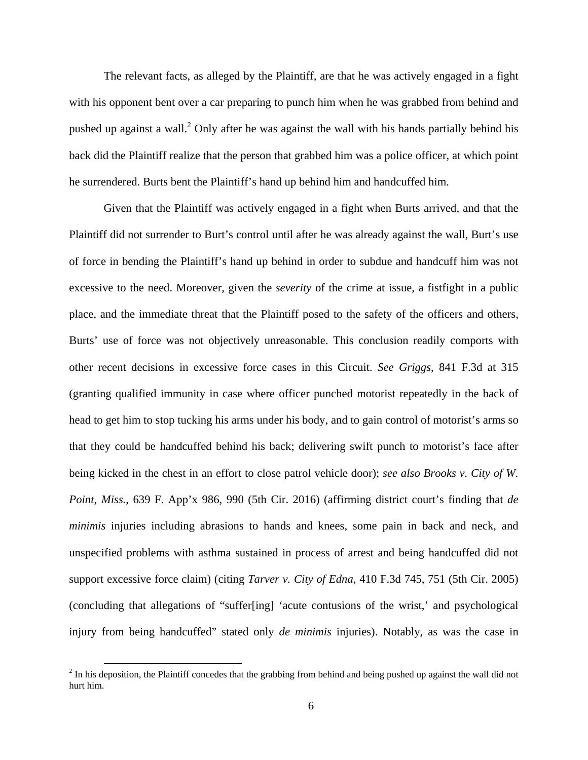The relevant facts, as alleged by the Plaintiff, are that he was actively engaged in a fight with his opponent bent over a car preparing to punch him when he was grabbed from behind and pushed up against a wall.[2] Only after he was against the wall with his hands partially behind his back did the Plaintiff realize that the person that grabbed him was a police officer, at which point he surrendered. Burts bent the Plaintiff's hand up behind him and handcuffed him.

Given that the Plaintiff was actively engaged in a fight when Burts arrived, and that the Plaintiff did not surrender to Burt's control until after he was already against the wall, Burt's use of force in bending the Plaintiff's hand up behind in order to subdue and handcuff him was not excessive to the need. Moreover, given the *severity* of the crime at issue, a fistfight in a public place, and the immediate threat that the Plaintiff posed to the safety of the officers and others, Burts' use of force was not objectively unreasonable. This conclusion readily comports with other recent decisions in excessive force cases in this Circuit. *See Griggs*, 841 F.3d at 315 (granting qualified immunity in case where officer punched motorist repeatedly in the back of head to get him to stop tucking his arms under his body, and to gain control of motorist's arms so that they could be handcuffed behind his back; delivering swift punch to motorist's face after being kicked in the chest in an effort to close patrol vehicle door); *see also Brooks v. City of W. Point, Miss.*, 639 F. App'x 986, 990 (5th Cir. 2016) (affirming district court's finding that *de minimis* injuries including abrasions to hands and knees, some pain in back and neck, and unspecified problems with asthma sustained in process of arrest and being handcuffed did not support excessive force claim) (citing *Tarver v. City of Edna*, 410 F.3d 745, 751 (5th Cir. 2005) (concluding that allegations of "suffer[ing] 'acute contusions of the wrist,' and psychological injury from being handcuffed" stated only *de minimis* injuries). Notably, as was the case in

[2] In his deposition, the Plaintiff concedes that the grabbing from behind and being pushed up against the wall did not hurt him.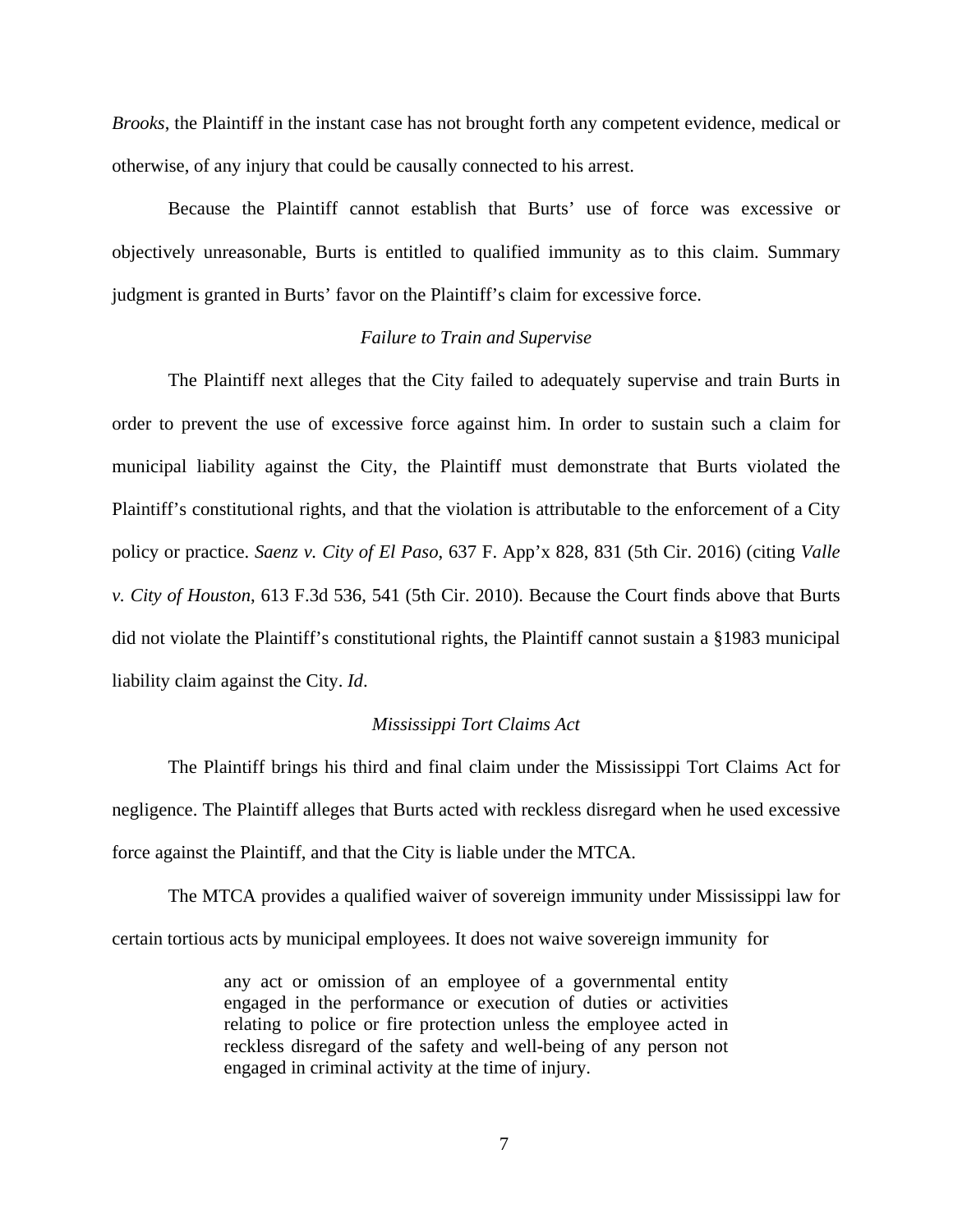*Brooks*, the Plaintiff in the instant case has not brought forth any competent evidence, medical or otherwise, of any injury that could be causally connected to his arrest.

Because the Plaintiff cannot establish that Burts' use of force was excessive or objectively unreasonable, Burts is entitled to qualified immunity as to this claim. Summary judgment is granted in Burts' favor on the Plaintiff's claim for excessive force.

### *Failure to Train and Supervise*

The Plaintiff next alleges that the City failed to adequately supervise and train Burts in order to prevent the use of excessive force against him. In order to sustain such a claim for municipal liability against the City, the Plaintiff must demonstrate that Burts violated the Plaintiff's constitutional rights, and that the violation is attributable to the enforcement of a City policy or practice. *Saenz v. City of El Paso*, 637 F. App'x 828, 831 (5th Cir. 2016) (citing *Valle v. City of Houston*, 613 F.3d 536, 541 (5th Cir. 2010). Because the Court finds above that Burts did not violate the Plaintiff's constitutional rights, the Plaintiff cannot sustain a §1983 municipal liability claim against the City. *Id*.

### *Mississippi Tort Claims Act*

The Plaintiff brings his third and final claim under the Mississippi Tort Claims Act for negligence. The Plaintiff alleges that Burts acted with reckless disregard when he used excessive force against the Plaintiff, and that the City is liable under the MTCA.

The MTCA provides a qualified waiver of sovereign immunity under Mississippi law for certain tortious acts by municipal employees. It does not waive sovereign immunity for

> any act or omission of an employee of a governmental entity engaged in the performance or execution of duties or activities relating to police or fire protection unless the employee acted in reckless disregard of the safety and well-being of any person not engaged in criminal activity at the time of injury.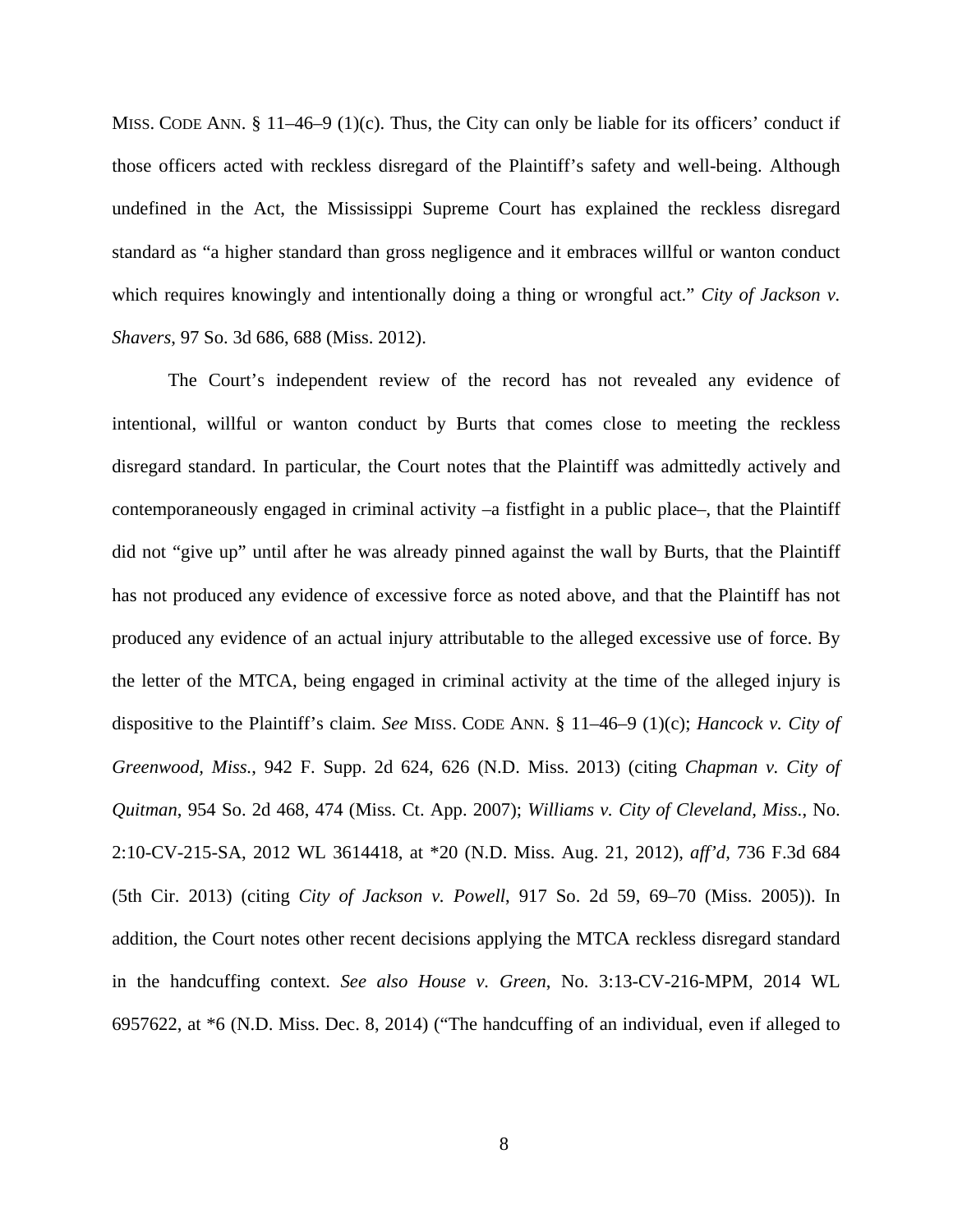MISS. CODE ANN. § 11–46–9 (1)(c). Thus, the City can only be liable for its officers' conduct if those officers acted with reckless disregard of the Plaintiff's safety and well-being. Although undefined in the Act, the Mississippi Supreme Court has explained the reckless disregard standard as "a higher standard than gross negligence and it embraces willful or wanton conduct which requires knowingly and intentionally doing a thing or wrongful act." *City of Jackson v. Shavers*, 97 So. 3d 686, 688 (Miss. 2012).

The Court's independent review of the record has not revealed any evidence of intentional, willful or wanton conduct by Burts that comes close to meeting the reckless disregard standard. In particular, the Court notes that the Plaintiff was admittedly actively and contemporaneously engaged in criminal activity –a fistfight in a public place–, that the Plaintiff did not "give up" until after he was already pinned against the wall by Burts, that the Plaintiff has not produced any evidence of excessive force as noted above, and that the Plaintiff has not produced any evidence of an actual injury attributable to the alleged excessive use of force. By the letter of the MTCA, being engaged in criminal activity at the time of the alleged injury is dispositive to the Plaintiff's claim. *See* MISS. CODE ANN. § 11–46–9 (1)(c); *Hancock v. City of Greenwood, Miss.*, 942 F. Supp. 2d 624, 626 (N.D. Miss. 2013) (citing *Chapman v. City of Quitman*, 954 So. 2d 468, 474 (Miss. Ct. App. 2007); *Williams v. City of Cleveland, Miss.*, No. 2:10-CV-215-SA, 2012 WL 3614418, at *20 (N.D. Miss. Aug. 21, 2012), *aff'd*, 736 F.3d 684 (5th Cir. 2013) (citing *City of Jackson v. Powell*, 917 So. 2d 59, 69–70 (Miss. 2005)). In addition, the Court notes other recent decisions applying the MTCA reckless disregard standard in the handcuffing context. *See also House v. Green*, No. 3:13-CV-216-MPM, 2014 WL 6957622, at *6 (N.D. Miss. Dec. 8, 2014) ("The handcuffing of an individual, even if alleged to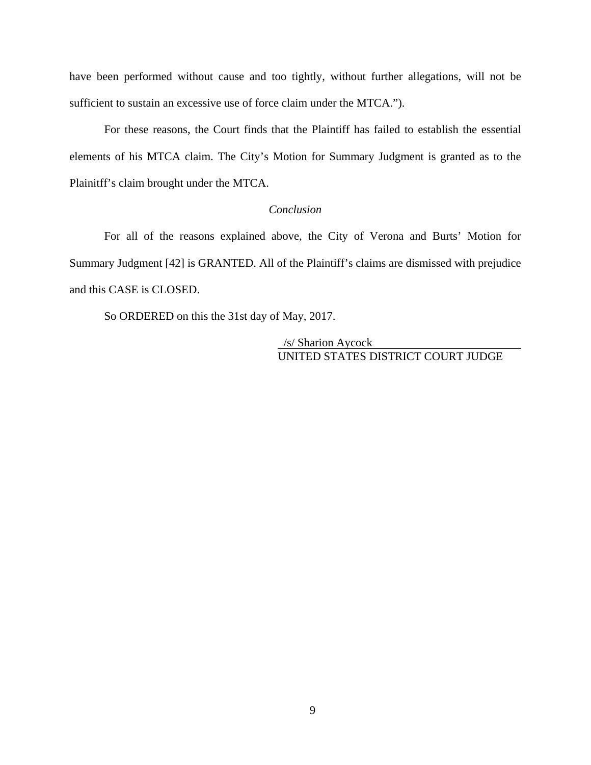have been performed without cause and too tightly, without further allegations, will not be sufficient to sustain an excessive use of force claim under the MTCA.").

For these reasons, the Court finds that the Plaintiff has failed to establish the essential elements of his MTCA claim. The City's Motion for Summary Judgment is granted as to the Plainitff's claim brought under the MTCA.

*Conclusion*

For all of the reasons explained above, the City of Verona and Burts' Motion for Summary Judgment [42] is GRANTED. All of the Plaintiff's claims are dismissed with prejudice and this CASE is CLOSED.

So ORDERED on this the 31st day of May, 2017.

/s/ Sharion Aycock
UNITED STATES DISTRICT COURT JUDGE